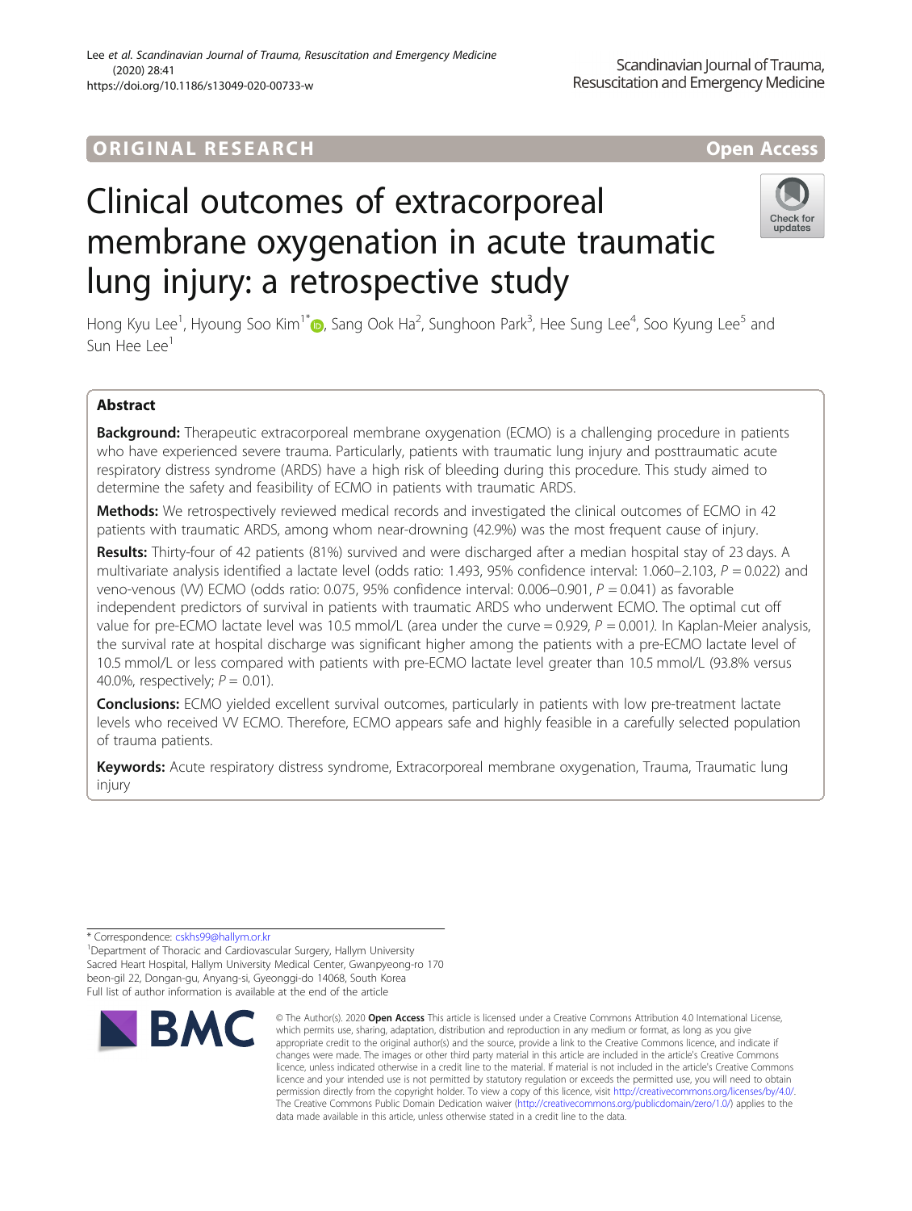ORIGINAL RESEARCH

Open Access

# Clinical outcomes of extracorporeal membrane oxygenation in acute traumatic lung injury: a retrospective study

Hong Kyu Lee[1], Hyoung Soo Kim[1*], Sang Ook Ha[2], Sunghoon Park[3], Hee Sung Lee[4], Soo Kyung Lee[5] and Sun Hee Lee[1]

## Abstract

**Background:** Therapeutic extracorporeal membrane oxygenation (ECMO) is a challenging procedure in patients who have experienced severe trauma. Particularly, patients with traumatic lung injury and posttraumatic acute respiratory distress syndrome (ARDS) have a high risk of bleeding during this procedure. This study aimed to determine the safety and feasibility of ECMO in patients with traumatic ARDS.

**Methods:** We retrospectively reviewed medical records and investigated the clinical outcomes of ECMO in 42 patients with traumatic ARDS, among whom near-drowning (42.9%) was the most frequent cause of injury.

**Results:** Thirty-four of 42 patients (81%) survived and were discharged after a median hospital stay of 23 days. A multivariate analysis identified a lactate level (odds ratio: 1.493, 95% confidence interval: 1.060–2.103, $P = 0.022$) and veno-venous (VV) ECMO (odds ratio: 0.075, 95% confidence interval: 0.006–0.901, $P = 0.041$) as favorable independent predictors of survival in patients with traumatic ARDS who underwent ECMO. The optimal cut off value for pre-ECMO lactate level was 10.5 mmol/L (area under the curve = 0.929, $P = 0.001$). In Kaplan-Meier analysis, the survival rate at hospital discharge was significant higher among the patients with a pre-ECMO lactate level of 10.5 mmol/L or less compared with patients with pre-ECMO lactate level greater than 10.5 mmol/L (93.8% versus 40.0%, respectively; $P = 0.01$).

**Conclusions:** ECMO yielded excellent survival outcomes, particularly in patients with low pre-treatment lactate levels who received VV ECMO. Therefore, ECMO appears safe and highly feasible in a carefully selected population of trauma patients.

**Keywords:** Acute respiratory distress syndrome, Extracorporeal membrane oxygenation, Trauma, Traumatic lung injury

---

\* Correspondence: cskhs99@hallym.or.kr

[1]Department of Thoracic and Cardiovascular Surgery, Hallym University Sacred Heart Hospital, Hallym University Medical Center, Gwanpyeong-ro 170 beon-gil 22, Dongan-gu, Anyang-si, Gyeonggi-do 14068, South Korea

Full list of author information is available at the end of the article

© The Author(s). 2020 **Open Access** This article is licensed under a Creative Commons Attribution 4.0 International License, which permits use, sharing, adaptation, distribution and reproduction in any medium or format, as long as you give appropriate credit to the original author(s) and the source, provide a link to the Creative Commons licence, and indicate if changes were made. The images or other third party material in this article are included in the article's Creative Commons licence, unless indicated otherwise in a credit line to the material. If material is not included in the article's Creative Commons licence and your intended use is not permitted by statutory regulation or exceeds the permitted use, you will need to obtain permission directly from the copyright holder. To view a copy of this licence, visit http://creativecommons.org/licenses/by/4.0/. The Creative Commons Public Domain Dedication waiver (http://creativecommons.org/publicdomain/zero/1.0/) applies to the data made available in this article, unless otherwise stated in a credit line to the data.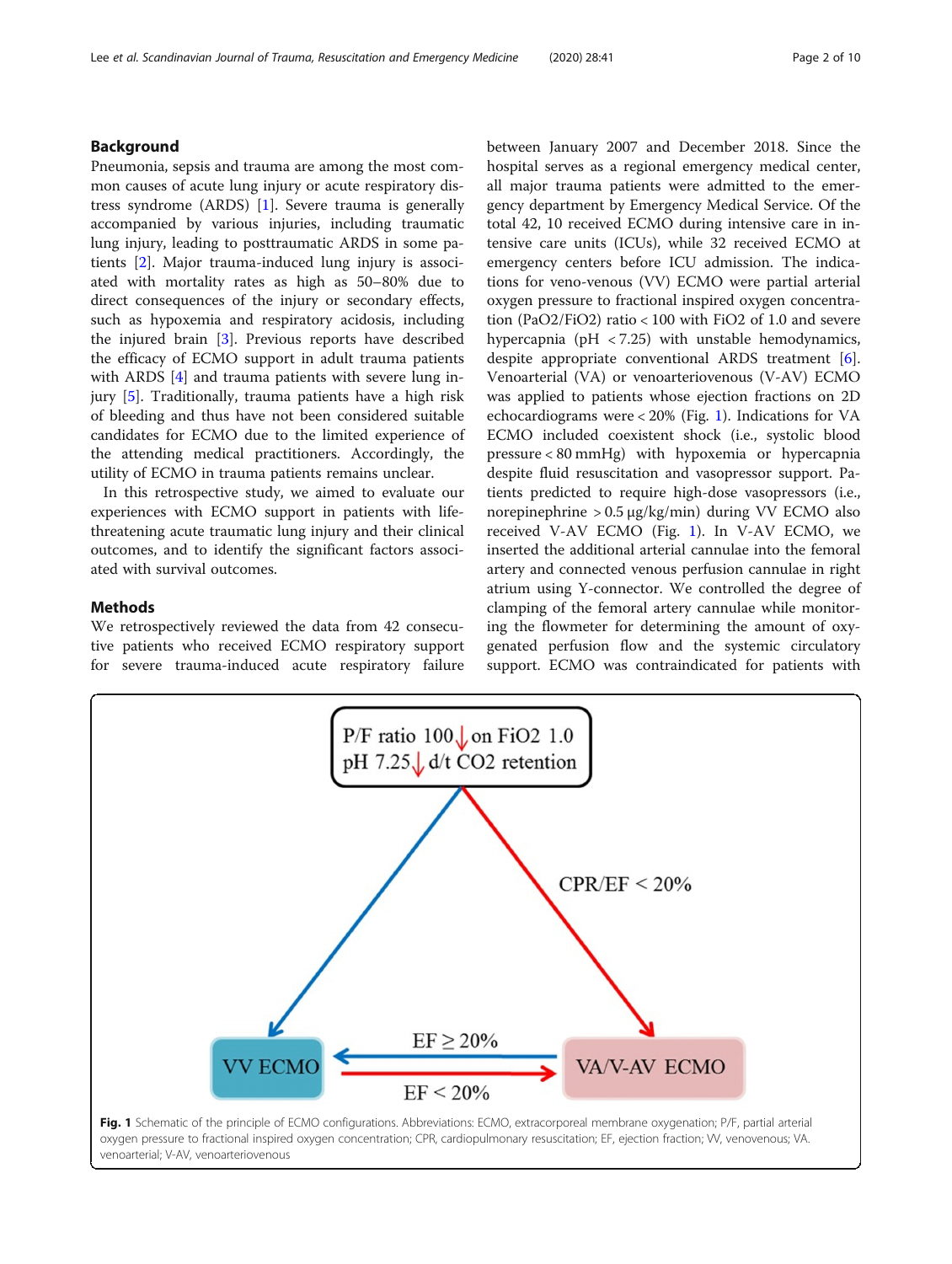## Background

Pneumonia, sepsis and trauma are among the most common causes of acute lung injury or acute respiratory distress syndrome (ARDS) [1]. Severe trauma is generally accompanied by various injuries, including traumatic lung injury, leading to posttraumatic ARDS in some patients [2]. Major trauma-induced lung injury is associated with mortality rates as high as 50–80% due to direct consequences of the injury or secondary effects, such as hypoxemia and respiratory acidosis, including the injured brain [3]. Previous reports have described the efficacy of ECMO support in adult trauma patients with ARDS [4] and trauma patients with severe lung injury [5]. Traditionally, trauma patients have a high risk of bleeding and thus have not been considered suitable candidates for ECMO due to the limited experience of the attending medical practitioners. Accordingly, the utility of ECMO in trauma patients remains unclear.

In this retrospective study, we aimed to evaluate our experiences with ECMO support in patients with life-threatening acute traumatic lung injury and their clinical outcomes, and to identify the significant factors associated with survival outcomes.

## Methods

We retrospectively reviewed the data from 42 consecutive patients who received ECMO respiratory support for severe trauma-induced acute respiratory failure between January 2007 and December 2018. Since the hospital serves as a regional emergency medical center, all major trauma patients were admitted to the emergency department by Emergency Medical Service. Of the total 42, 10 received ECMO during intensive care in intensive care units (ICUs), while 32 received ECMO at emergency centers before ICU admission. The indications for veno-venous (VV) ECMO were partial arterial oxygen pressure to fractional inspired oxygen concentration ($PaO_2/FiO_2$) ratio < 100 with $FiO_2$ of 1.0 and severe hypercapnia (pH < 7.25) with unstable hemodynamics, despite appropriate conventional ARDS treatment [6]. Venoarterial (VA) or venoarteriovenous (V-AV) ECMO was applied to patients whose ejection fractions on 2D echocardiograms were < 20% (Fig. 1). Indications for VA ECMO included coexistent shock (i.e., systolic blood pressure < 80 mmHg) with hypoxemia or hypercapnia despite fluid resuscitation and vasopressor support. Patients predicted to require high-dose vasopressors (i.e., norepinephrine > 0.5 μg/kg/min) during VV ECMO also received V-AV ECMO (Fig. 1). In V-AV ECMO, we inserted the additional arterial cannulae into the femoral artery and connected venous perfusion cannulae in right atrium using Y-connector. We controlled the degree of clamping of the femoral artery cannulae while monitoring the flowmeter for determining the amount of oxygenated perfusion flow and the systemic circulatory support. ECMO was contraindicated for patients with

**Fig. 1** Schematic of the principle of ECMO configurations. Abbreviations: ECMO, extracorporeal membrane oxygenation; P/F, partial arterial oxygen pressure to fractional inspired oxygen concentration; CPR, cardiopulmonary resuscitation; EF, ejection fraction; VV, venovenous; VA. venoarterial; V-AV, venoarteriovenous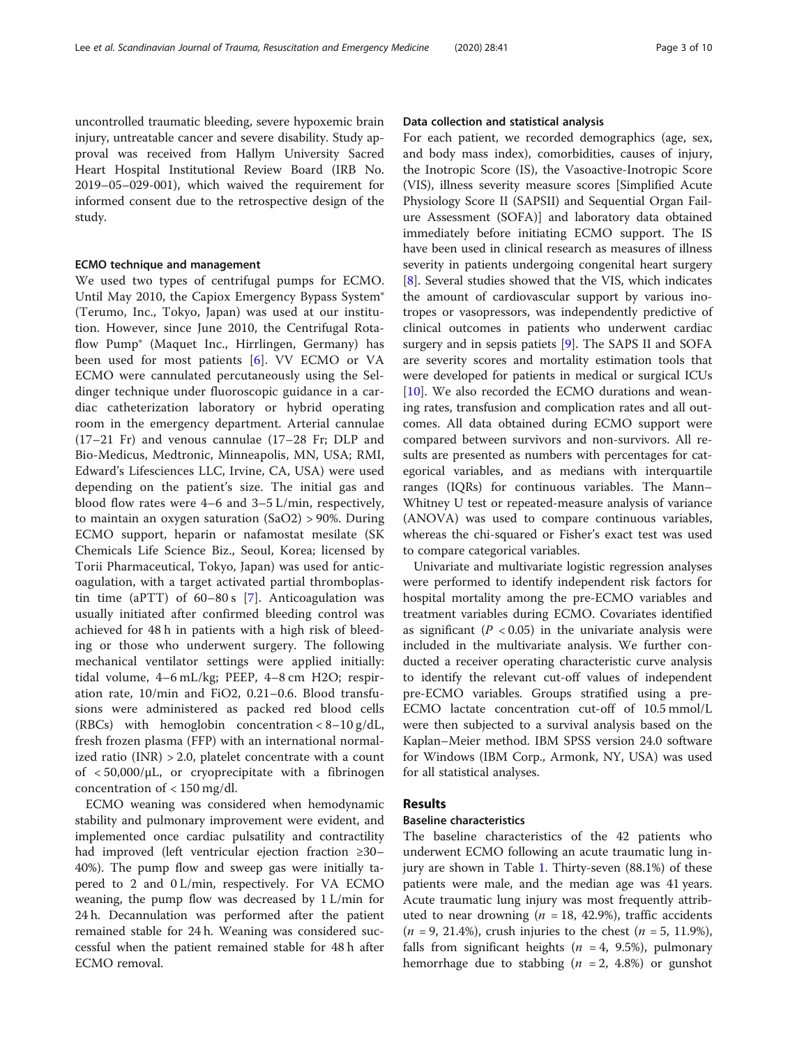uncontrolled traumatic bleeding, severe hypoxemic brain injury, untreatable cancer and severe disability. Study approval was received from Hallym University Sacred Heart Hospital Institutional Review Board (IRB No. 2019–05–029-001), which waived the requirement for informed consent due to the retrospective design of the study.

### ECMO technique and management

We used two types of centrifugal pumps for ECMO. Until May 2010, the Capiox Emergency Bypass System® (Terumo, Inc., Tokyo, Japan) was used at our institution. However, since June 2010, the Centrifugal Rotaflow Pump® (Maquet Inc., Hirrlingen, Germany) has been used for most patients [6]. VV ECMO or VA ECMO were cannulated percutaneously using the Seldinger technique under fluoroscopic guidance in a cardiac catheterization laboratory or hybrid operating room in the emergency department. Arterial cannulae (17–21 Fr) and venous cannulae (17–28 Fr; DLP and Bio-Medicus, Medtronic, Minneapolis, MN, USA; RMI, Edward's Lifesciences LLC, Irvine, CA, USA) were used depending on the patient's size. The initial gas and blood flow rates were 4–6 and 3–5 L/min, respectively, to maintain an oxygen saturation ($SaO_2$) > 90%. During ECMO support, heparin or nafamostat mesilate (SK Chemicals Life Science Biz., Seoul, Korea; licensed by Torii Pharmaceutical, Tokyo, Japan) was used for anticoagulation, with a target activated partial thromboplastin time (aPTT) of 60–80 s [7]. Anticoagulation was usually initiated after confirmed bleeding control was achieved for 48 h in patients with a high risk of bleeding or those who underwent surgery. The following mechanical ventilator settings were applied initially: tidal volume, 4–6 mL/kg; PEEP, 4–8 cm $H_2O$; respiration rate, 10/min and $FiO_2$, 0.21–0.6. Blood transfusions were administered as packed red blood cells (RBCs) with hemoglobin concentration < 8–10 g/dL, fresh frozen plasma (FFP) with an international normalized ratio (INR) > 2.0, platelet concentrate with a count of < 50,000/μL, or cryoprecipitate with a fibrinogen concentration of < 150 mg/dl.

ECMO weaning was considered when hemodynamic stability and pulmonary improvement were evident, and implemented once cardiac pulsatility and contractility had improved (left ventricular ejection fraction ≥30–40%). The pump flow and sweep gas were initially tapered to 2 and 0 L/min, respectively. For VA ECMO weaning, the pump flow was decreased by 1 L/min for 24 h. Decannulation was performed after the patient remained stable for 24 h. Weaning was considered successful when the patient remained stable for 48 h after ECMO removal.

### Data collection and statistical analysis

For each patient, we recorded demographics (age, sex, and body mass index), comorbidities, causes of injury, the Inotropic Score (IS), the Vasoactive-Inotropic Score (VIS), illness severity measure scores [Simplified Acute Physiology Score II (SAPSII) and Sequential Organ Failure Assessment (SOFA)] and laboratory data obtained immediately before initiating ECMO support. The IS have been used in clinical research as measures of illness severity in patients undergoing congenital heart surgery [8]. Several studies showed that the VIS, which indicates the amount of cardiovascular support by various inotropes or vasopressors, was independently predictive of clinical outcomes in patients who underwent cardiac surgery and in sepsis patiets [9]. The SAPS II and SOFA are severity scores and mortality estimation tools that were developed for patients in medical or surgical ICUs [10]. We also recorded the ECMO durations and weaning rates, transfusion and complication rates and all outcomes. All data obtained during ECMO support were compared between survivors and non-survivors. All results are presented as numbers with percentages for categorical variables, and as medians with interquartile ranges (IQRs) for continuous variables. The Mann–Whitney U test or repeated-measure analysis of variance (ANOVA) was used to compare continuous variables, whereas the chi-squared or Fisher's exact test was used to compare categorical variables.

Univariate and multivariate logistic regression analyses were performed to identify independent risk factors for hospital mortality among the pre-ECMO variables and treatment variables during ECMO. Covariates identified as significant ($P < 0.05$) in the univariate analysis were included in the multivariate analysis. We further conducted a receiver operating characteristic curve analysis to identify the relevant cut-off values of independent pre-ECMO variables. Groups stratified using a pre-ECMO lactate concentration cut-off of 10.5 mmol/L were then subjected to a survival analysis based on the Kaplan–Meier method. IBM SPSS version 24.0 software for Windows (IBM Corp., Armonk, NY, USA) was used for all statistical analyses.

## Results

### Baseline characteristics

The baseline characteristics of the 42 patients who underwent ECMO following an acute traumatic lung injury are shown in Table 1. Thirty-seven (88.1%) of these patients were male, and the median age was 41 years. Acute traumatic lung injury was most frequently attributed to near drowning ($n$ = 18, 42.9%), traffic accidents ($n$ = 9, 21.4%), crush injuries to the chest ($n$ = 5, 11.9%), falls from significant heights ($n$ = 4, 9.5%), pulmonary hemorrhage due to stabbing ($n$ = 2, 4.8%) or gunshot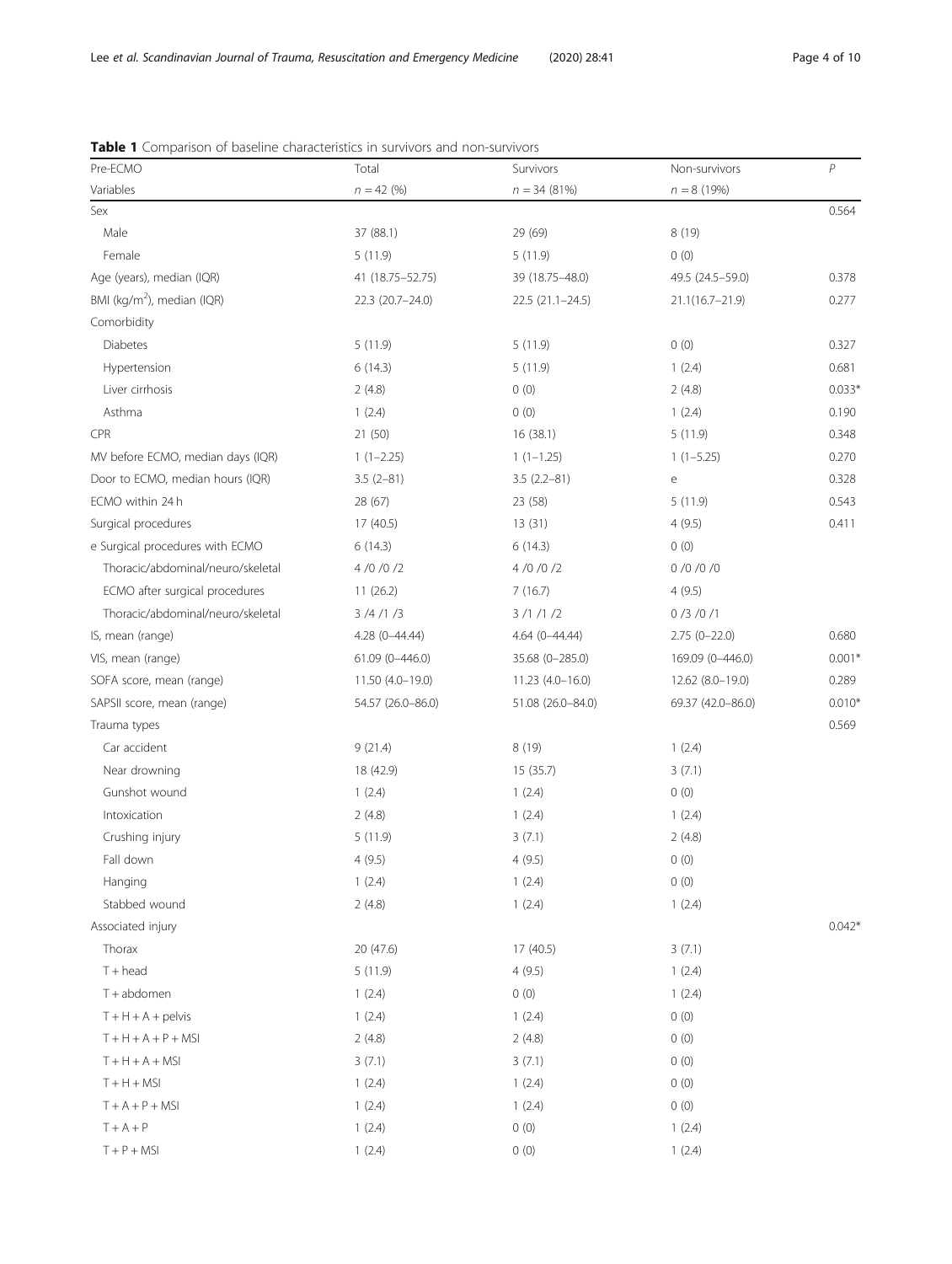**Table 1** Comparison of baseline characteristics in survivors and non-survivors

| Pre-ECMO | Total | Survivors | Non-survivors | *P* |
|---|---|---|---|---|
| Variables | *n* = 42 (%) | *n* = 34 (81%) | *n* = 8 (19%) | |
| Sex | | | | 0.564 |
| Male | 37 (88.1) | 29 (69) | 8 (19) | |
| Female | 5 (11.9) | 5 (11.9) | 0 (0) | |
| Age (years), median (IQR) | 41 (18.75–52.75) | 39 (18.75–48.0) | 49.5 (24.5–59.0) | 0.378 |
| BMI ($kg/m^2$), median (IQR) | 22.3 (20.7–24.0) | 22.5 (21.1–24.5) | 21.1(16.7–21.9) | 0.277 |
| Comorbidity | | | | |
| Diabetes | 5 (11.9) | 5 (11.9) | 0 (0) | 0.327 |
| Hypertension | 6 (14.3) | 5 (11.9) | 1 (2.4) | 0.681 |
| Liver cirrhosis | 2 (4.8) | 0 (0) | 2 (4.8) | 0.033* |
| Asthma | 1 (2.4) | 0 (0) | 1 (2.4) | 0.190 |
| CPR | 21 (50) | 16 (38.1) | 5 (11.9) | 0.348 |
| MV before ECMO, median days (IQR) | 1 (1–2.25) | 1 (1–1.25) | 1 (1–5.25) | 0.270 |
| Door to ECMO, median hours (IQR) | 3.5 (2–81) | 3.5 (2.2–81) | e | 0.328 |
| ECMO within 24 h | 28 (67) | 23 (58) | 5 (11.9) | 0.543 |
| Surgical procedures | 17 (40.5) | 13 (31) | 4 (9.5) | 0.411 |
| e Surgical procedures with ECMO | 6 (14.3) | 6 (14.3) | 0 (0) | |
| Thoracic/abdominal/neuro/skeletal | 4 /0 /0 /2 | 4 /0 /0 /2 | 0 /0 /0 /0 | |
| ECMO after surgical procedures | 11 (26.2) | 7 (16.7) | 4 (9.5) | |
| Thoracic/abdominal/neuro/skeletal | 3 /4 /1 /3 | 3 /1 /1 /2 | 0 /3 /0 /1 | |
| IS, mean (range) | 4.28 (0–44.44) | 4.64 (0–44.44) | 2.75 (0–22.0) | 0.680 |
| VIS, mean (range) | 61.09 (0–446.0) | 35.68 (0–285.0) | 169.09 (0–446.0) | 0.001* |
| SOFA score, mean (range) | 11.50 (4.0–19.0) | 11.23 (4.0–16.0) | 12.62 (8.0–19.0) | 0.289 |
| SAPSII score, mean (range) | 54.57 (26.0–86.0) | 51.08 (26.0–84.0) | 69.37 (42.0–86.0) | 0.010* |
| Trauma types | | | | 0.569 |
| Car accident | 9 (21.4) | 8 (19) | 1 (2.4) | |
| Near drowning | 18 (42.9) | 15 (35.7) | 3 (7.1) | |
| Gunshot wound | 1 (2.4) | 1 (2.4) | 0 (0) | |
| Intoxication | 2 (4.8) | 1 (2.4) | 1 (2.4) | |
| Crushing injury | 5 (11.9) | 3 (7.1) | 2 (4.8) | |
| Fall down | 4 (9.5) | 4 (9.5) | 0 (0) | |
| Hanging | 1 (2.4) | 1 (2.4) | 0 (0) | |
| Stabbed wound | 2 (4.8) | 1 (2.4) | 1 (2.4) | |
| Associated injury | | | | 0.042* |
| Thorax | 20 (47.6) | 17 (40.5) | 3 (7.1) | |
| T + head | 5 (11.9) | 4 (9.5) | 1 (2.4) | |
| T + abdomen | 1 (2.4) | 0 (0) | 1 (2.4) | |
| T + H + A + pelvis | 1 (2.4) | 1 (2.4) | 0 (0) | |
| T + H + A + P + MSI | 2 (4.8) | 2 (4.8) | 0 (0) | |
| T + H + A + MSI | 3 (7.1) | 3 (7.1) | 0 (0) | |
| T + H + MSI | 1 (2.4) | 1 (2.4) | 0 (0) | |
| T + A + P + MSI | 1 (2.4) | 1 (2.4) | 0 (0) | |
| T + A + P | 1 (2.4) | 0 (0) | 1 (2.4) | |
| T + P + MSI | 1 (2.4) | 0 (0) | 1 (2.4) | |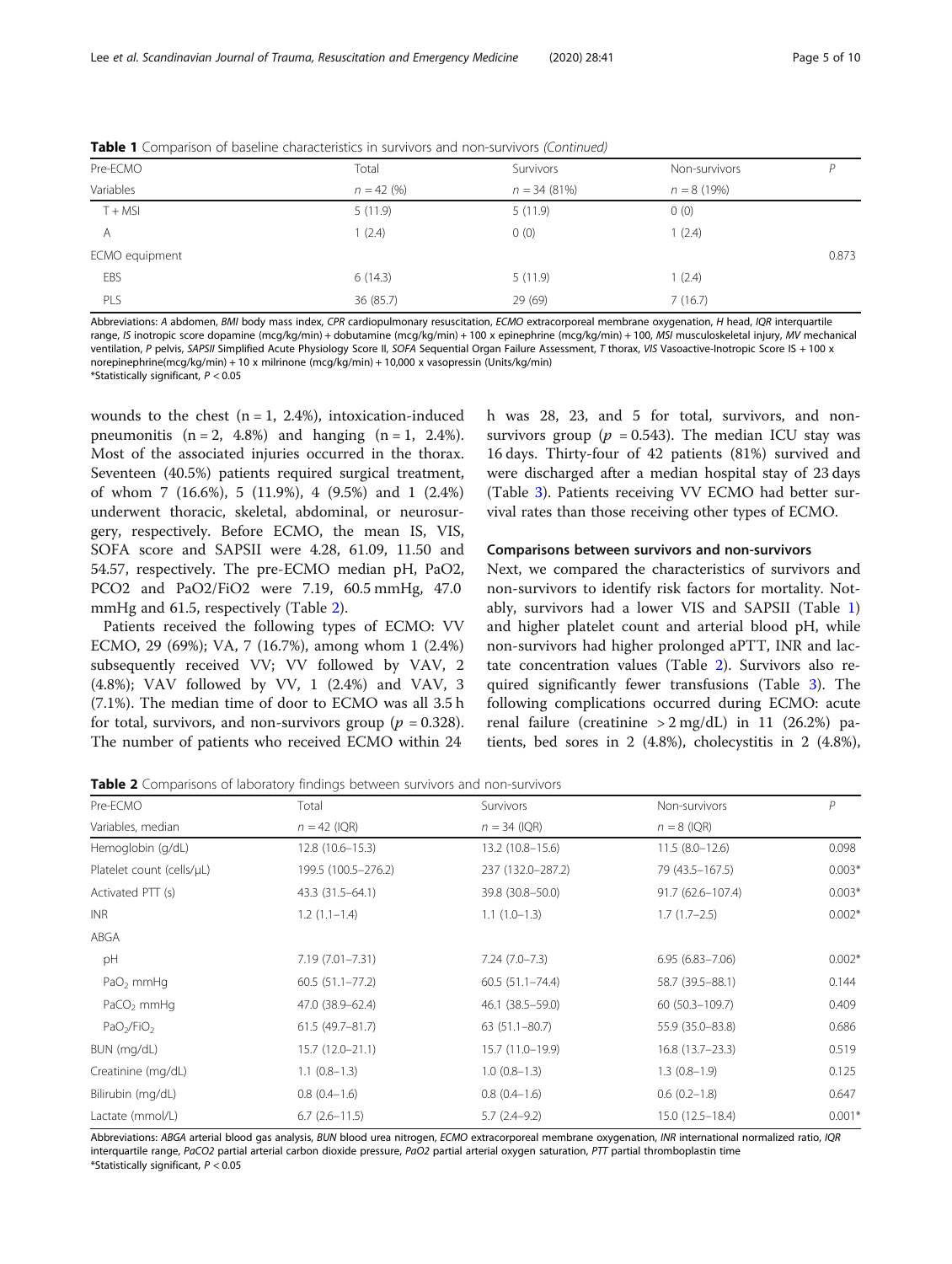**Table 1** Comparison of baseline characteristics in survivors and non-survivors *(Continued)*

| Pre-ECMO | Total | Survivors | Non-survivors | P |
|---|---|---|---|---|
| Variables | n = 42 (%) | n = 34 (81%) | n = 8 (19%) | |
| T + MSI | 5 (11.9) | 5 (11.9) | 0 (0) | |
| A | 1 (2.4) | 0 (0) | 1 (2.4) | |
| ECMO equipment | | | | 0.873 |
| EBS | 6 (14.3) | 5 (11.9) | 1 (2.4) | |
| PLS | 36 (85.7) | 29 (69) | 7 (16.7) | |

Abbreviations: *A* abdomen, *BMI* body mass index, *CPR* cardiopulmonary resuscitation, *ECMO* extracorporeal membrane oxygenation, *H* head, *IQR* interquartile range, *IS* inotropic score dopamine (mcg/kg/min) + dobutamine (mcg/kg/min) + 100 x epinephrine (mcg/kg/min) + 100, *MSI* musculoskeletal injury, *MV* mechanical ventilation, *P* pelvis, *SAPSII* Simplified Acute Physiology Score II, *SOFA* Sequential Organ Failure Assessment, *T* thorax, *VIS* Vasoactive-Inotropic Score IS + 100 x norepinephrine(mcg/kg/min) + 10 x milrinone (mcg/kg/min) + 10,000 x vasopressin (Units/kg/min)
*Statistically significant, $P < 0.05$

wounds to the chest (n = 1, 2.4%), intoxication-induced pneumonitis (n = 2, 4.8%) and hanging (n = 1, 2.4%). Most of the associated injuries occurred in the thorax. Seventeen (40.5%) patients required surgical treatment, of whom 7 (16.6%), 5 (11.9%), 4 (9.5%) and 1 (2.4%) underwent thoracic, skeletal, abdominal, or neurosurgery, respectively. Before ECMO, the mean IS, VIS, SOFA score and SAPSII were 4.28, 61.09, 11.50 and 54.57, respectively. The pre-ECMO median pH, PaO2, PCO2 and PaO2/FiO2 were 7.19, 60.5 mmHg, 47.0 mmHg and 61.5, respectively (Table 2).

Patients received the following types of ECMO: VV ECMO, 29 (69%); VA, 7 (16.7%), among whom 1 (2.4%) subsequently received VV; VV followed by VAV, 2 (4.8%); VAV followed by VV, 1 (2.4%) and VAV, 3 (7.1%). The median time of door to ECMO was all 3.5 h for total, survivors, and non-survivors group ($p = 0.328$). The number of patients who received ECMO within 24 h was 28, 23, and 5 for total, survivors, and non-survivors group ($p = 0.543$). The median ICU stay was 16 days. Thirty-four of 42 patients (81%) survived and were discharged after a median hospital stay of 23 days (Table 3). Patients receiving VV ECMO had better survival rates than those receiving other types of ECMO.

### Comparisons between survivors and non-survivors

Next, we compared the characteristics of survivors and non-survivors to identify risk factors for mortality. Notably, survivors had a lower VIS and SAPSII (Table 1) and higher platelet count and arterial blood pH, while non-survivors had higher prolonged aPTT, INR and lactate concentration values (Table 2). Survivors also required significantly fewer transfusions (Table 3). The following complications occurred during ECMO: acute renal failure (creatinine > 2 mg/dL) in 11 (26.2%) patients, bed sores in 2 (4.8%), cholecystitis in 2 (4.8%),

**Table 2** Comparisons of laboratory findings between survivors and non-survivors

| Pre-ECMO | Total | Survivors | Non-survivors | P |
|---|---|---|---|---|
| Variables, median | n = 42 (IQR) | n = 34 (IQR) | n = 8 (IQR) | |
| Hemoglobin (g/dL) | 12.8 (10.6–15.3) | 13.2 (10.8–15.6) | 11.5 (8.0–12.6) | 0.098 |
| Platelet count (cells/μL) | 199.5 (100.5–276.2) | 237 (132.0–287.2) | 79 (43.5–167.5) | 0.003* |
| Activated PTT (s) | 43.3 (31.5–64.1) | 39.8 (30.8–50.0) | 91.7 (62.6–107.4) | 0.003* |
| INR | 1.2 (1.1–1.4) | 1.1 (1.0–1.3) | 1.7 (1.7–2.5) | 0.002* |
| ABGA | | | | |
| pH | 7.19 (7.01–7.31) | 7.24 (7.0–7.3) | 6.95 (6.83–7.06) | 0.002* |
| $PaO_2$ mmHg | 60.5 (51.1–77.2) | 60.5 (51.1–74.4) | 58.7 (39.5–88.1) | 0.144 |
| $PaCO_2$ mmHg | 47.0 (38.9–62.4) | 46.1 (38.5–59.0) | 60 (50.3–109.7) | 0.409 |
| $PaO_2/FiO_2$ | 61.5 (49.7–81.7) | 63 (51.1–80.7) | 55.9 (35.0–83.8) | 0.686 |
| BUN (mg/dL) | 15.7 (12.0–21.1) | 15.7 (11.0–19.9) | 16.8 (13.7–23.3) | 0.519 |
| Creatinine (mg/dL) | 1.1 (0.8–1.3) | 1.0 (0.8–1.3) | 1.3 (0.8–1.9) | 0.125 |
| Bilirubin (mg/dL) | 0.8 (0.4–1.6) | 0.8 (0.4–1.6) | 0.6 (0.2–1.8) | 0.647 |
| Lactate (mmol/L) | 6.7 (2.6–11.5) | 5.7 (2.4–9.2) | 15.0 (12.5–18.4) | 0.001* |

Abbreviations: *ABGA* arterial blood gas analysis, *BUN* blood urea nitrogen, *ECMO* extracorporeal membrane oxygenation, *INR* international normalized ratio, *IQR* interquartile range, *PaCO2* partial arterial carbon dioxide pressure, *PaO2* partial arterial oxygen saturation, *PTT* partial thromboplastin time
*Statistically significant, $P < 0.05$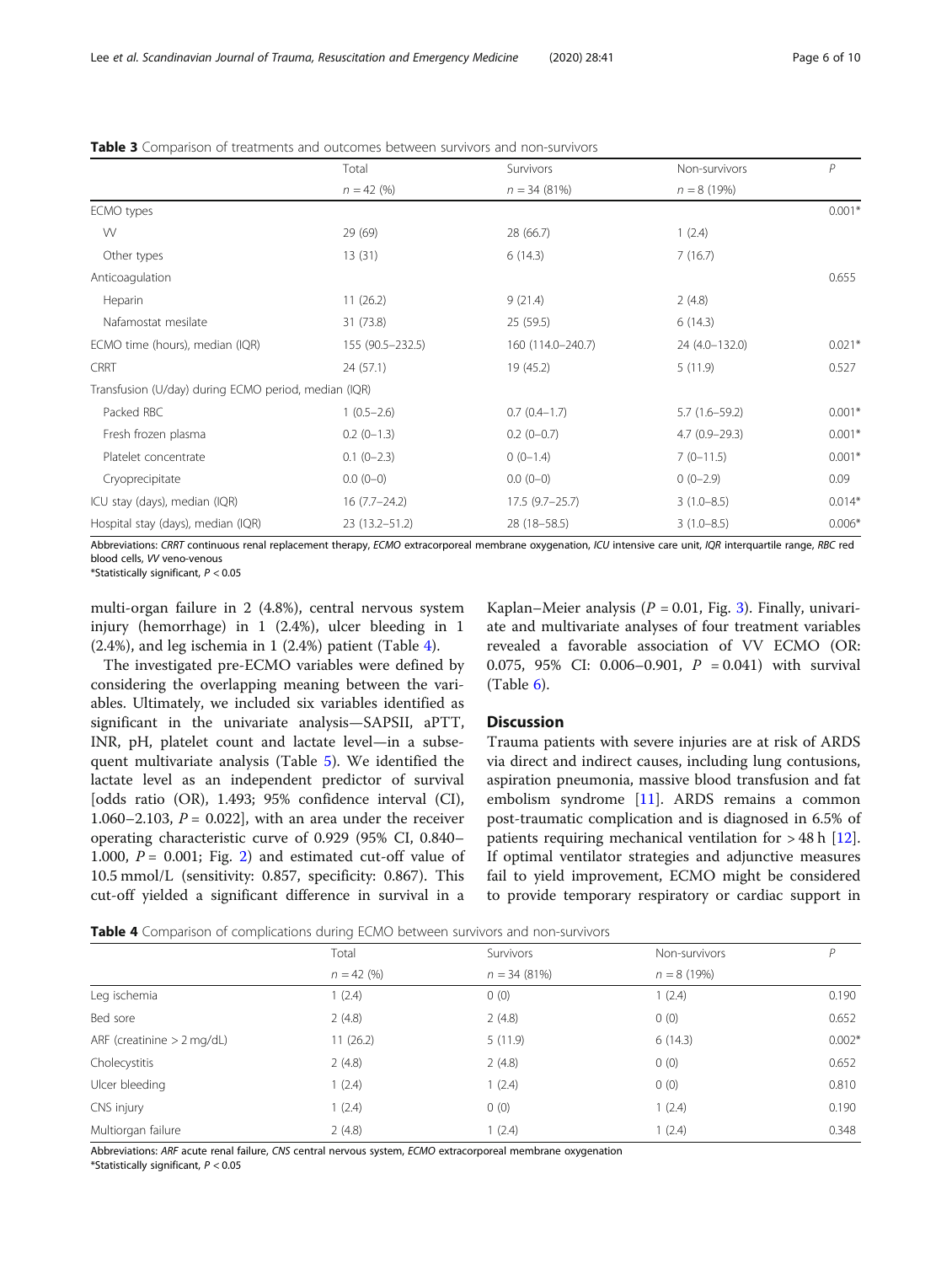**Table 3** Comparison of treatments and outcomes between survivors and non-survivors

| | Total | Survivors | Non-survivors | P |
|---|---|---|---|---|
| | n = 42 (%) | n = 34 (81%) | n = 8 (19%) | |
| ECMO types | | | | 0.001* |
| VV | 29 (69) | 28 (66.7) | 1 (2.4) | |
| Other types | 13 (31) | 6 (14.3) | 7 (16.7) | |
| Anticoagulation | | | | 0.655 |
| Heparin | 11 (26.2) | 9 (21.4) | 2 (4.8) | |
| Nafamostat mesilate | 31 (73.8) | 25 (59.5) | 6 (14.3) | |
| ECMO time (hours), median (IQR) | 155 (90.5–232.5) | 160 (114.0–240.7) | 24 (4.0–132.0) | 0.021* |
| CRRT | 24 (57.1) | 19 (45.2) | 5 (11.9) | 0.527 |
| Transfusion (U/day) during ECMO period, median (IQR) | | | | |
| Packed RBC | 1 (0.5–2.6) | 0.7 (0.4–1.7) | 5.7 (1.6–59.2) | 0.001* |
| Fresh frozen plasma | 0.2 (0–1.3) | 0.2 (0–0.7) | 4.7 (0.9–29.3) | 0.001* |
| Platelet concentrate | 0.1 (0–2.3) | 0 (0–1.4) | 7 (0–11.5) | 0.001* |
| Cryoprecipitate | 0.0 (0–0) | 0.0 (0–0) | 0 (0–2.9) | 0.09 |
| ICU stay (days), median (IQR) | 16 (7.7–24.2) | 17.5 (9.7–25.7) | 3 (1.0–8.5) | 0.014* |
| Hospital stay (days), median (IQR) | 23 (13.2–51.2) | 28 (18–58.5) | 3 (1.0–8.5) | 0.006* |

Abbreviations: *CRRT* continuous renal replacement therapy, *ECMO* extracorporeal membrane oxygenation, *ICU* intensive care unit, *IQR* interquartile range, *RBC* red blood cells, *VV* veno-venous
*Statistically significant, $P < 0.05$

multi-organ failure in 2 (4.8%), central nervous system injury (hemorrhage) in 1 (2.4%), ulcer bleeding in 1 (2.4%), and leg ischemia in 1 (2.4%) patient (Table 4).

The investigated pre-ECMO variables were defined by considering the overlapping meaning between the variables. Ultimately, we included six variables identified as significant in the univariate analysis—SAPSII, aPTT, INR, pH, platelet count and lactate level—in a subsequent multivariate analysis (Table 5). We identified the lactate level as an independent predictor of survival [odds ratio (OR), 1.493; 95% confidence interval (CI), 1.060–2.103, $P = 0.022$], with an area under the receiver operating characteristic curve of 0.929 (95% CI, 0.840–1.000, $P = 0.001$; Fig. 2) and estimated cut-off value of 10.5 mmol/L (sensitivity: 0.857, specificity: 0.867). This cut-off yielded a significant difference in survival in a Kaplan–Meier analysis ($P = 0.01$, Fig. 3). Finally, univariate and multivariate analyses of four treatment variables revealed a favorable association of VV ECMO (OR: 0.075, 95% CI: 0.006–0.901, $P = 0.041$) with survival (Table 6).

## Discussion

Trauma patients with severe injuries are at risk of ARDS via direct and indirect causes, including lung contusions, aspiration pneumonia, massive blood transfusion and fat embolism syndrome [11]. ARDS remains a common post-traumatic complication and is diagnosed in 6.5% of patients requiring mechanical ventilation for > 48 h [12]. If optimal ventilator strategies and adjunctive measures fail to yield improvement, ECMO might be considered to provide temporary respiratory or cardiac support in

**Table 4** Comparison of complications during ECMO between survivors and non-survivors

| | Total | Survivors | Non-survivors | P |
|---|---|---|---|---|
| | n = 42 (%) | n = 34 (81%) | n = 8 (19%) | |
| Leg ischemia | 1 (2.4) | 0 (0) | 1 (2.4) | 0.190 |
| Bed sore | 2 (4.8) | 2 (4.8) | 0 (0) | 0.652 |
| ARF (creatinine > 2 mg/dL) | 11 (26.2) | 5 (11.9) | 6 (14.3) | 0.002* |
| Cholecystitis | 2 (4.8) | 2 (4.8) | 0 (0) | 0.652 |
| Ulcer bleeding | 1 (2.4) | 1 (2.4) | 0 (0) | 0.810 |
| CNS injury | 1 (2.4) | 0 (0) | 1 (2.4) | 0.190 |
| Multiorgan failure | 2 (4.8) | 1 (2.4) | 1 (2.4) | 0.348 |

Abbreviations: *ARF* acute renal failure, *CNS* central nervous system, *ECMO* extracorporeal membrane oxygenation
*Statistically significant, $P < 0.05$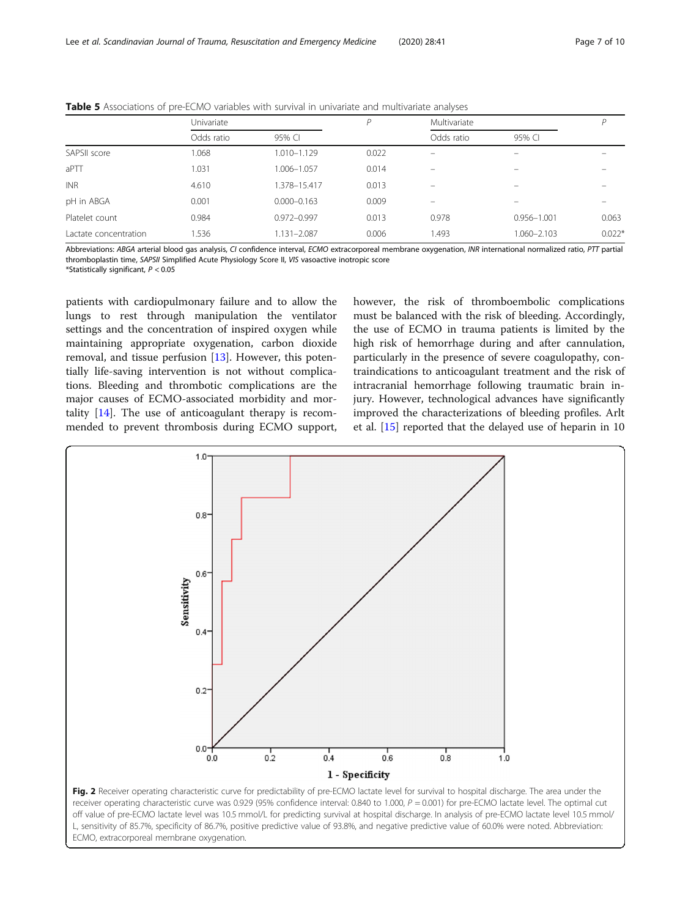**Table 5** Associations of pre-ECMO variables with survival in univariate and multivariate analyses

| | Univariate | | *P* | Multivariate | | *P* |
|---|---|---|---|---|---|---|
| | Odds ratio | 95% CI | | Odds ratio | 95% CI | |
| SAPSII score | 1.068 | 1.010–1.129 | 0.022 | – | – | – |
| aPTT | 1.031 | 1.006–1.057 | 0.014 | – | – | – |
| INR | 4.610 | 1.378–15.417 | 0.013 | – | – | – |
| pH in ABGA | 0.001 | 0.000–0.163 | 0.009 | – | – | – |
| Platelet count | 0.984 | 0.972–0.997 | 0.013 | 0.978 | 0.956–1.001 | 0.063 |
| Lactate concentration | 1.536 | 1.131–2.087 | 0.006 | 1.493 | 1.060–2.103 | 0.022* |

Abbreviations: *ABGA* arterial blood gas analysis, *CI* confidence interval, *ECMO* extracorporeal membrane oxygenation, *INR* international normalized ratio, *PTT* partial thromboplastin time, *SAPSII* Simplified Acute Physiology Score II, *VIS* vasoactive inotropic score
*Statistically significant, $P < 0.05$

patients with cardiopulmonary failure and to allow the lungs to rest through manipulation the ventilator settings and the concentration of inspired oxygen while maintaining appropriate oxygenation, carbon dioxide removal, and tissue perfusion [13]. However, this potentially life-saving intervention is not without complications. Bleeding and thrombotic complications are the major causes of ECMO-associated morbidity and mortality [14]. The use of anticoagulant therapy is recommended to prevent thrombosis during ECMO support, however, the risk of thromboembolic complications must be balanced with the risk of bleeding. Accordingly, the use of ECMO in trauma patients is limited by the high risk of hemorrhage during and after cannulation, particularly in the presence of severe coagulopathy, contraindications to anticoagulant treatment and the risk of intracranial hemorrhage following traumatic brain injury. However, technological advances have significantly improved the characterizations of bleeding profiles. Arlt et al. [15] reported that the delayed use of heparin in 10

**Fig. 2** Receiver operating characteristic curve for predictability of pre-ECMO lactate level for survival to hospital discharge. The area under the receiver operating characteristic curve was 0.929 (95% confidence interval: 0.840 to 1.000, $P = 0.001$) for pre-ECMO lactate level. The optimal cut off value of pre-ECMO lactate level was 10.5 mmol/L for predicting survival at hospital discharge. In analysis of pre-ECMO lactate level 10.5 mmol/L, sensitivity of 85.7%, specificity of 86.7%, positive predictive value of 93.8%, and negative predictive value of 60.0% were noted. Abbreviation: ECMO, extracorporeal membrane oxygenation.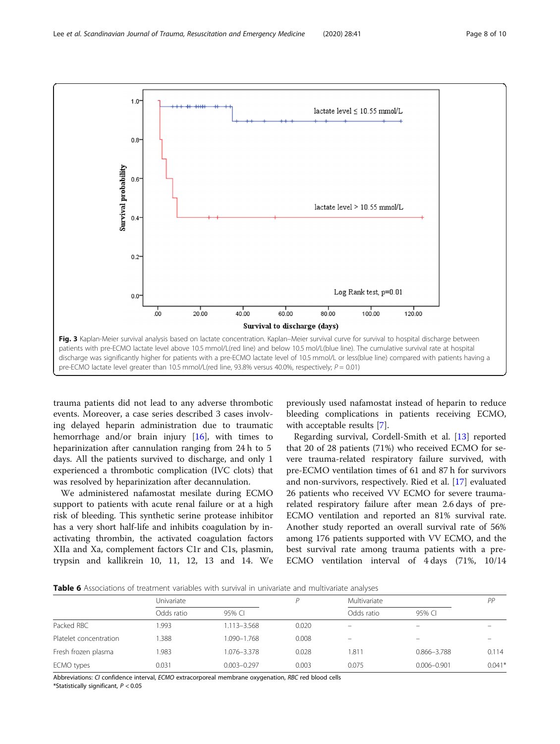Fig. 3 Kaplan-Meier survival analysis based on lactate concentration. Kaplan–Meier survival curve for survival to hospital discharge between patients with pre-ECMO lactate level above 10.5 mmol/L(red line) and below 10.5 mol/L(blue line). The cumulative survival rate at hospital discharge was significantly higher for patients with a pre-ECMO lactate level of 10.5 mmol/L or less(blue line) compared with patients having a pre-ECMO lactate level greater than 10.5 mmol/L(red line, 93.8% versus 40.0%, respectively; $P = 0.01$)

trauma patients did not lead to any adverse thrombotic events. Moreover, a case series described 3 cases involving delayed heparin administration due to traumatic hemorrhage and/or brain injury [16], with times to heparinization after cannulation ranging from 24 h to 5 days. All the patients survived to discharge, and only 1 experienced a thrombotic complication (IVC clots) that was resolved by heparinization after decannulation.

We administered nafamostat mesilate during ECMO support to patients with acute renal failure or at a high risk of bleeding. This synthetic serine protease inhibitor has a very short half-life and inhibits coagulation by inactivating thrombin, the activated coagulation factors XIIa and Xa, complement factors C1r and C1s, plasmin, trypsin and kallikrein 10, 11, 12, 13 and 14. We previously used nafamostat instead of heparin to reduce bleeding complications in patients receiving ECMO, with acceptable results [7].

Regarding survival, Cordell-Smith et al. [13] reported that 20 of 28 patients (71%) who received ECMO for severe trauma-related respiratory failure survived, with pre-ECMO ventilation times of 61 and 87 h for survivors and non-survivors, respectively. Ried et al. [17] evaluated 26 patients who received VV ECMO for severe trauma-related respiratory failure after mean 2.6 days of pre-ECMO ventilation and reported an 81% survival rate. Another study reported an overall survival rate of 56% among 176 patients supported with VV ECMO, and the best survival rate among trauma patients with a pre-ECMO ventilation interval of 4 days (71%, 10/14

**Table 6** Associations of treatment variables with survival in univariate and multivariate analyses

| | Univariate | | P | Multivariate | | PP |
|---|---|---|---|---|---|---|
| | Odds ratio | 95% CI | | Odds ratio | 95% CI | |
| Packed RBC | 1.993 | 1.113–3.568 | 0.020 | – | – | – |
| Platelet concentration | 1.388 | 1.090–1.768 | 0.008 | – | – | – |
| Fresh frozen plasma | 1.983 | 1.076–3.378 | 0.028 | 1.811 | 0.866–3.788 | 0.114 |
| ECMO types | 0.031 | 0.003–0.297 | 0.003 | 0.075 | 0.006–0.901 | 0.041* |

Abbreviations: *CI* confidence interval, *ECMO* extracorporeal membrane oxygenation, *RBC* red blood cells
*Statistically significant, $P < 0.05$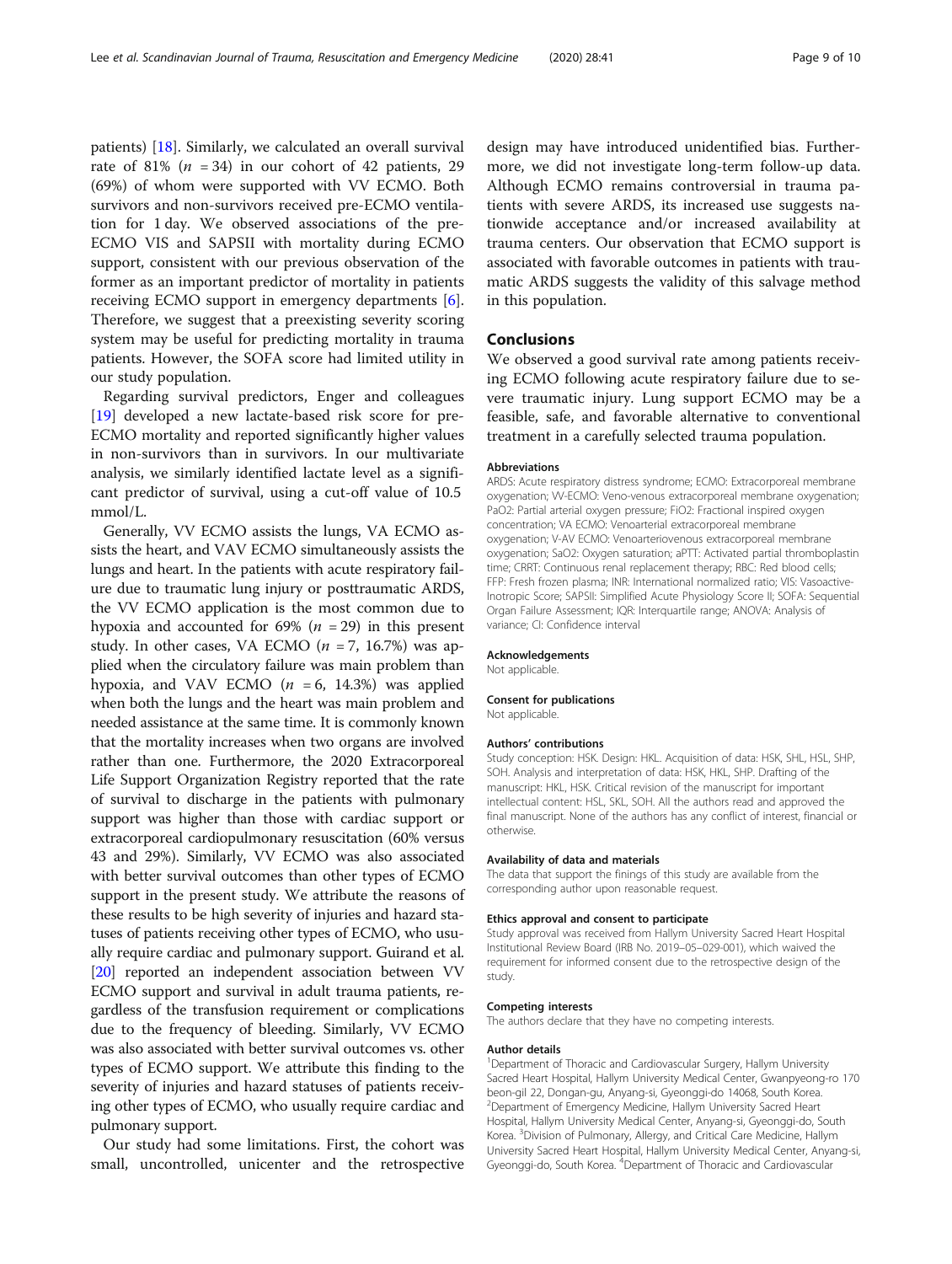patients) [18]. Similarly, we calculated an overall survival rate of 81% ($n$ = 34) in our cohort of 42 patients, 29 (69%) of whom were supported with VV ECMO. Both survivors and non-survivors received pre-ECMO ventilation for 1 day. We observed associations of the pre-ECMO VIS and SAPSII with mortality during ECMO support, consistent with our previous observation of the former as an important predictor of mortality in patients receiving ECMO support in emergency departments [6]. Therefore, we suggest that a preexisting severity scoring system may be useful for predicting mortality in trauma patients. However, the SOFA score had limited utility in our study population.

Regarding survival predictors, Enger and colleagues [19] developed a new lactate-based risk score for pre-ECMO mortality and reported significantly higher values in non-survivors than in survivors. In our multivariate analysis, we similarly identified lactate level as a significant predictor of survival, using a cut-off value of 10.5 mmol/L.

Generally, VV ECMO assists the lungs, VA ECMO assists the heart, and VAV ECMO simultaneously assists the lungs and heart. In the patients with acute respiratory failure due to traumatic lung injury or posttraumatic ARDS, the VV ECMO application is the most common due to hypoxia and accounted for 69% ($n$ = 29) in this present study. In other cases, VA ECMO ($n$ = 7, 16.7%) was applied when the circulatory failure was main problem than hypoxia, and VAV ECMO ($n$ = 6, 14.3%) was applied when both the lungs and the heart was main problem and needed assistance at the same time. It is commonly known that the mortality increases when two organs are involved rather than one. Furthermore, the 2020 Extracorporeal Life Support Organization Registry reported that the rate of survival to discharge in the patients with pulmonary support was higher than those with cardiac support or extracorporeal cardiopulmonary resuscitation (60% versus 43 and 29%). Similarly, VV ECMO was also associated with better survival outcomes than other types of ECMO support in the present study. We attribute the reasons of these results to be high severity of injuries and hazard statuses of patients receiving other types of ECMO, who usually require cardiac and pulmonary support. Guirand et al. [20] reported an independent association between VV ECMO support and survival in adult trauma patients, regardless of the transfusion requirement or complications due to the frequency of bleeding. Similarly, VV ECMO was also associated with better survival outcomes vs. other types of ECMO support. We attribute this finding to the severity of injuries and hazard statuses of patients receiving other types of ECMO, who usually require cardiac and pulmonary support.

Our study had some limitations. First, the cohort was small, uncontrolled, unicenter and the retrospective design may have introduced unidentified bias. Furthermore, we did not investigate long-term follow-up data. Although ECMO remains controversial in trauma patients with severe ARDS, its increased use suggests nationwide acceptance and/or increased availability at trauma centers. Our observation that ECMO support is associated with favorable outcomes in patients with traumatic ARDS suggests the validity of this salvage method in this population.

## Conclusions

We observed a good survival rate among patients receiving ECMO following acute respiratory failure due to severe traumatic injury. Lung support ECMO may be a feasible, safe, and favorable alternative to conventional treatment in a carefully selected trauma population.

#### Abbreviations

ARDS: Acute respiratory distress syndrome; ECMO: Extracorporeal membrane oxygenation; VV-ECMO: Veno-venous extracorporeal membrane oxygenation; PaO2: Partial arterial oxygen pressure; FiO2: Fractional inspired oxygen concentration; VA ECMO: Venoarterial extracorporeal membrane oxygenation; V-AV ECMO: Venoarteriovenous extracorporeal membrane oxygenation; SaO2: Oxygen saturation; aPTT: Activated partial thromboplastin time; CRRT: Continuous renal replacement therapy; RBC: Red blood cells; FFP: Fresh frozen plasma; INR: International normalized ratio; VIS: Vasoactive-Inotropic Score; SAPSII: Simplified Acute Physiology Score II; SOFA: Sequential Organ Failure Assessment; IQR: Interquartile range; ANOVA: Analysis of variance; CI: Confidence interval

#### Acknowledgements

Not applicable.

#### Consent for publications

Not applicable.

#### Authors' contributions

Study conception: HSK. Design: HKL. Acquisition of data: HSK, SHL, HSL, SHP, SOH. Analysis and interpretation of data: HSK, HKL, SHP. Drafting of the manuscript: HKL, HSK. Critical revision of the manuscript for important intellectual content: HSL, SKL, SOH. All the authors read and approved the final manuscript. None of the authors has any conflict of interest, financial or otherwise.

#### Availability of data and materials

The data that support the finings of this study are available from the corresponding author upon reasonable request.

#### Ethics approval and consent to participate

Study approval was received from Hallym University Sacred Heart Hospital Institutional Review Board (IRB No. 2019–05–029-001), which waived the requirement for informed consent due to the retrospective design of the study.

#### Competing interests

The authors declare that they have no competing interests.

#### Author details

[1]Department of Thoracic and Cardiovascular Surgery, Hallym University Sacred Heart Hospital, Hallym University Medical Center, Gwanpyeong-ro 170 beon-gil 22, Dongan-gu, Anyang-si, Gyeonggi-do 14068, South Korea. [2]Department of Emergency Medicine, Hallym University Sacred Heart Hospital, Hallym University Medical Center, Anyang-si, Gyeonggi-do, South Korea. [3]Division of Pulmonary, Allergy, and Critical Care Medicine, Hallym University Sacred Heart Hospital, Hallym University Medical Center, Anyang-si, Gyeonggi-do, South Korea. [4]Department of Thoracic and Cardiovascular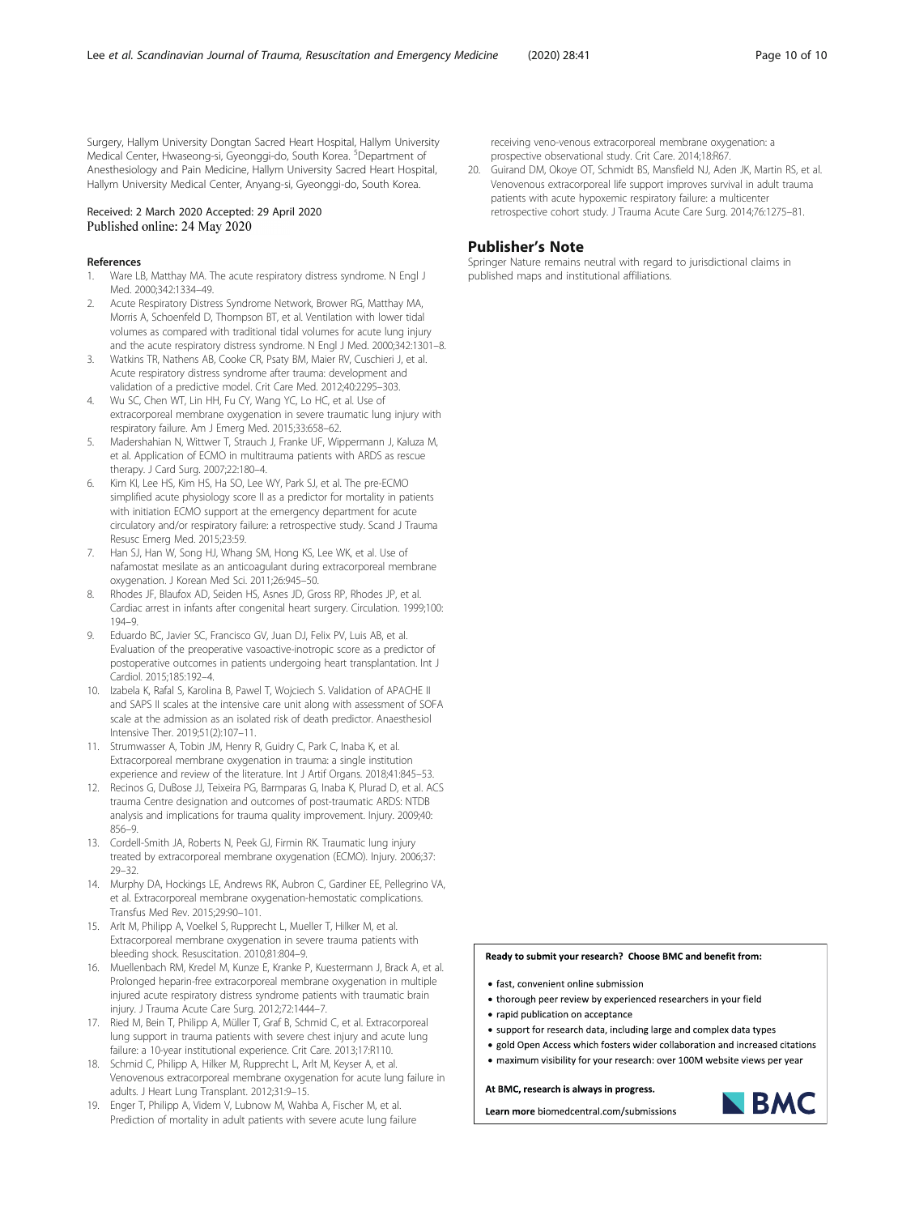Surgery, Hallym University Dongtan Sacred Heart Hospital, Hallym University Medical Center, Hwaseong-si, Gyeonggi-do, South Korea. [5]Department of Anesthesiology and Pain Medicine, Hallym University Sacred Heart Hospital, Hallym University Medical Center, Anyang-si, Gyeonggi-do, South Korea.

Received: 2 March 2020 Accepted: 29 April 2020
Published online: 24 May 2020

#### References

1. Ware LB, Matthay MA. The acute respiratory distress syndrome. N Engl J Med. 2000;342:1334–49.
2. Acute Respiratory Distress Syndrome Network, Brower RG, Matthay MA, Morris A, Schoenfeld D, Thompson BT, et al. Ventilation with lower tidal volumes as compared with traditional tidal volumes for acute lung injury and the acute respiratory distress syndrome. N Engl J Med. 2000;342:1301–8.
3. Watkins TR, Nathens AB, Cooke CR, Psaty BM, Maier RV, Cuschieri J, et al. Acute respiratory distress syndrome after trauma: development and validation of a predictive model. Crit Care Med. 2012;40:2295–303.
4. Wu SC, Chen WT, Lin HH, Fu CY, Wang YC, Lo HC, et al. Use of extracorporeal membrane oxygenation in severe traumatic lung injury with respiratory failure. Am J Emerg Med. 2015;33:658–62.
5. Madershahian N, Wittwer T, Strauch J, Franke UF, Wippermann J, Kaluza M, et al. Application of ECMO in multitrauma patients with ARDS as rescue therapy. J Card Surg. 2007;22:180–4.
6. Kim KI, Lee HS, Kim HS, Ha SO, Lee WY, Park SJ, et al. The pre-ECMO simplified acute physiology score II as a predictor for mortality in patients with initiation ECMO support at the emergency department for acute circulatory and/or respiratory failure: a retrospective study. Scand J Trauma Resusc Emerg Med. 2015;23:59.
7. Han SJ, Han W, Song HJ, Whang SM, Hong KS, Lee WK, et al. Use of nafamostat mesilate as an anticoagulant during extracorporeal membrane oxygenation. J Korean Med Sci. 2011;26:945–50.
8. Rhodes JF, Blaufox AD, Seiden HS, Asnes JD, Gross RP, Rhodes JP, et al. Cardiac arrest in infants after congenital heart surgery. Circulation. 1999;100: 194–9.
9. Eduardo BC, Javier SC, Francisco GV, Juan DJ, Felix PV, Luis AB, et al. Evaluation of the preoperative vasoactive-inotropic score as a predictor of postoperative outcomes in patients undergoing heart transplantation. Int J Cardiol. 2015;185:192–4.
10. Izabela K, Rafal S, Karolina B, Pawel T, Wojciech S. Validation of APACHE II and SAPS II scales at the intensive care unit along with assessment of SOFA scale at the admission as an isolated risk of death predictor. Anaesthesiol Intensive Ther. 2019;51(2):107–11.
11. Strumwasser A, Tobin JM, Henry R, Guidry C, Park C, Inaba K, et al. Extracorporeal membrane oxygenation in trauma: a single institution experience and review of the literature. Int J Artif Organs. 2018;41:845–53.
12. Recinos G, DuBose JJ, Teixeira PG, Barmparas G, Inaba K, Plurad D, et al. ACS trauma Centre designation and outcomes of post-traumatic ARDS: NTDB analysis and implications for trauma quality improvement. Injury. 2009;40: 856–9.
13. Cordell-Smith JA, Roberts N, Peek GJ, Firmin RK. Traumatic lung injury treated by extracorporeal membrane oxygenation (ECMO). Injury. 2006;37: 29–32.
14. Murphy DA, Hockings LE, Andrews RK, Aubron C, Gardiner EE, Pellegrino VA, et al. Extracorporeal membrane oxygenation-hemostatic complications. Transfus Med Rev. 2015;29:90–101.
15. Arlt M, Philipp A, Voelkel S, Rupprecht L, Mueller T, Hilker M, et al. Extracorporeal membrane oxygenation in severe trauma patients with bleeding shock. Resuscitation. 2010;81:804–9.
16. Muellenbach RM, Kredel M, Kunze E, Kranke P, Kuestermann J, Brack A, et al. Prolonged heparin-free extracorporeal membrane oxygenation in multiple injured acute respiratory distress syndrome patients with traumatic brain injury. J Trauma Acute Care Surg. 2012;72:1444–7.
17. Ried M, Bein T, Philipp A, Müller T, Graf B, Schmid C, et al. Extracorporeal lung support in trauma patients with severe chest injury and acute lung failure: a 10-year institutional experience. Crit Care. 2013;17:R110.
18. Schmid C, Philipp A, Hilker M, Rupprecht L, Arlt M, Keyser A, et al. Venovenous extracorporeal membrane oxygenation for acute lung failure in adults. J Heart Lung Transplant. 2012;31:9–15.
19. Enger T, Philipp A, Videm V, Lubnow M, Wahba A, Fischer M, et al. Prediction of mortality in adult patients with severe acute lung failure receiving veno-venous extracorporeal membrane oxygenation: a prospective observational study. Crit Care. 2014;18:R67.
20. Guirand DM, Okoye OT, Schmidt BS, Mansfield NJ, Aden JK, Martin RS, et al. Venovenous extracorporeal life support improves survival in adult trauma patients with acute hypoxemic respiratory failure: a multicenter retrospective cohort study. J Trauma Acute Care Surg. 2014;76:1275–81.

## Publisher's Note

Springer Nature remains neutral with regard to jurisdictional claims in published maps and institutional affiliations.

**Ready to submit your research? Choose BMC and benefit from:**

- fast, convenient online submission
- thorough peer review by experienced researchers in your field
- rapid publication on acceptance
- support for research data, including large and complex data types
- gold Open Access which fosters wider collaboration and increased citations
- maximum visibility for your research: over 100M website views per year

**At BMC, research is always in progress.**

**Learn more** biomedcentral.com/submissions

BMC